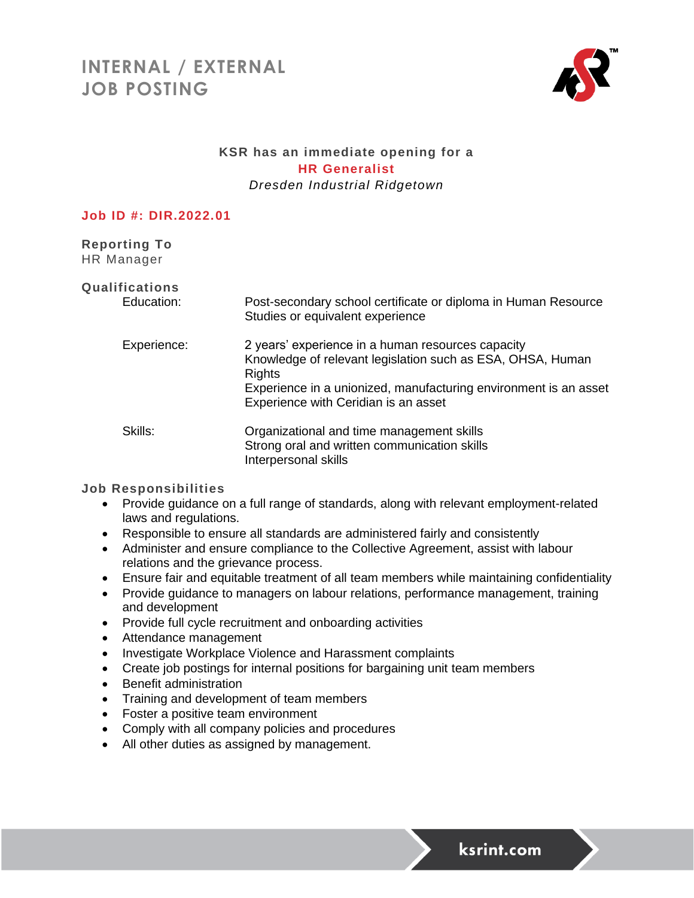# INTERNAL / EXTERNAL JOB POSTING

**KSR has an immediate opening for a**
**HR Generalist**
*Dresden Industrial Ridgetown*

**Job ID #: DIR.2022.01**

## Reporting To

HR Manager

## Qualifications

| | |
|---|---|
| Education: | Post-secondary school certificate or diploma in Human Resource Studies or equivalent experience |
| Experience: | 2 years' experience in a human resources capacity<br>Knowledge of relevant legislation such as ESA, OHSA, Human Rights<br>Experience in a unionized, manufacturing environment is an asset<br>Experience with Ceridian is an asset |
| Skills: | Organizational and time management skills<br>Strong oral and written communication skills<br>Interpersonal skills |

## Job Responsibilities

- Provide guidance on a full range of standards, along with relevant employment-related laws and regulations.
- Responsible to ensure all standards are administered fairly and consistently
- Administer and ensure compliance to the Collective Agreement, assist with labour relations and the grievance process.
- Ensure fair and equitable treatment of all team members while maintaining confidentiality
- Provide guidance to managers on labour relations, performance management, training and development
- Provide full cycle recruitment and onboarding activities
- Attendance management
- Investigate Workplace Violence and Harassment complaints
- Create job postings for internal positions for bargaining unit team members
- Benefit administration
- Training and development of team members
- Foster a positive team environment
- Comply with all company policies and procedures
- All other duties as assigned by management.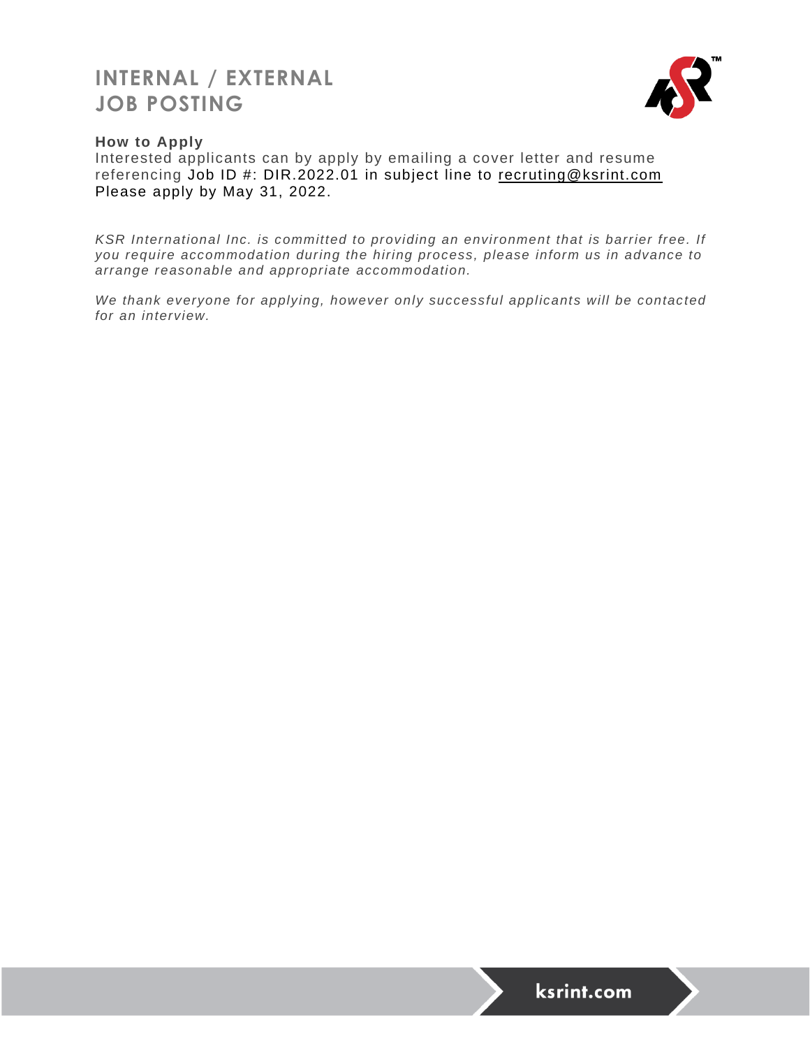# INTERNAL / EXTERNAL JOB POSTING

**How to Apply**

Interested applicants can by apply by emailing a cover letter and resume referencing Job ID #: DIR.2022.01 in subject line to recruting@ksrint.com

Please apply by May 31, 2022.

*KSR International Inc. is committed to providing an environment that is barrier free. If you require accommodation during the hiring process, please inform us in advance to arrange reasonable and appropriate accommodation.*

*We thank everyone for applying, however only successful applicants will be contacted for an interview.*